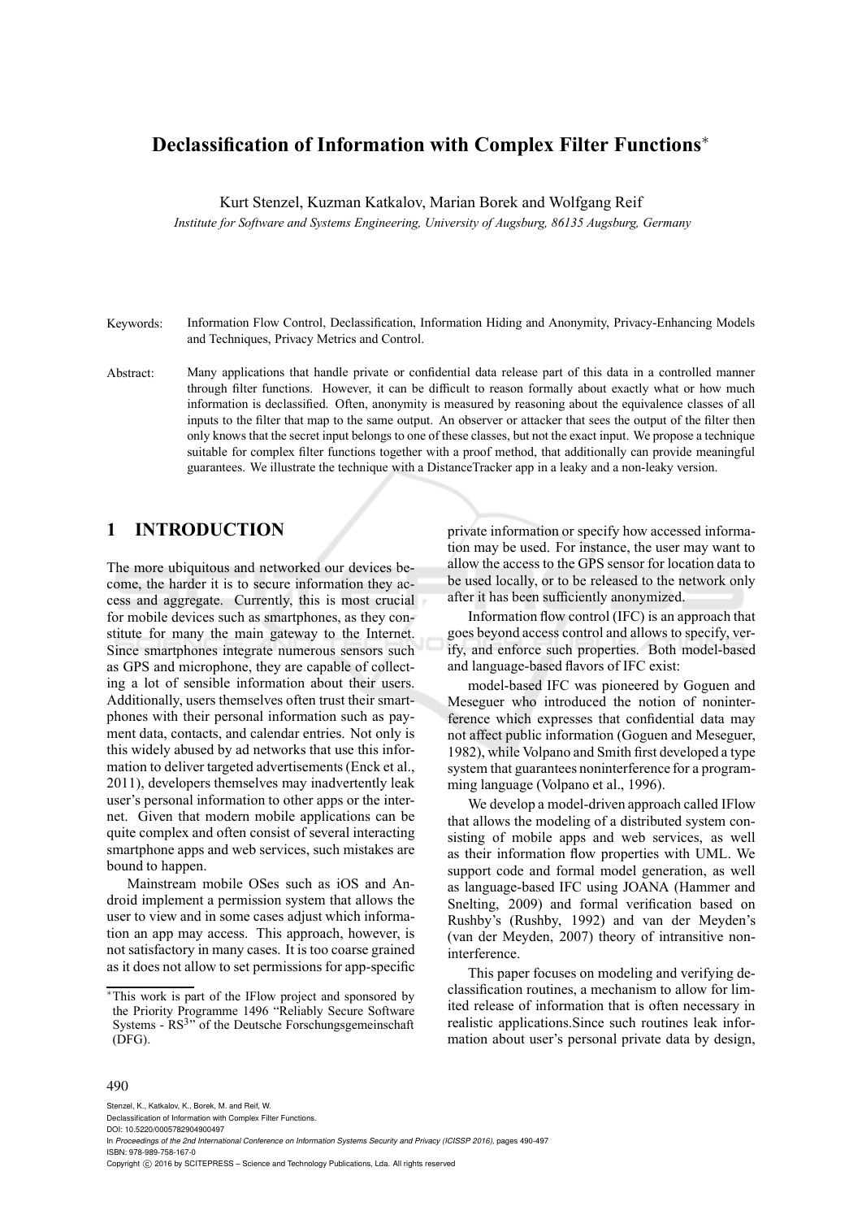# Declassification of Information with Complex Filter Functions*

Kurt Stenzel, Kuzman Katkalov, Marian Borek and Wolfgang Reif

*Institute for Software and Systems Engineering, University of Augsburg, 86135 Augsburg, Germany*

Keywords: Information Flow Control, Declassification, Information Hiding and Anonymity, Privacy-Enhancing Models and Techniques, Privacy Metrics and Control.

Abstract: Many applications that handle private or confidential data release part of this data in a controlled manner through filter functions. However, it can be difficult to reason formally about exactly what or how much information is declassified. Often, anonymity is measured by reasoning about the equivalence classes of all inputs to the filter that map to the same output. An observer or attacker that sees the output of the filter then only knows that the secret input belongs to one of these classes, but not the exact input. We propose a technique suitable for complex filter functions together with a proof method, that additionally can provide meaningful guarantees. We illustrate the technique with a DistanceTracker app in a leaky and a non-leaky version.

## 1 INTRODUCTION

The more ubiquitous and networked our devices become, the harder it is to secure information they access and aggregate. Currently, this is most crucial for mobile devices such as smartphones, as they constitute for many the main gateway to the Internet. Since smartphones integrate numerous sensors such as GPS and microphone, they are capable of collecting a lot of sensible information about their users. Additionally, users themselves often trust their smartphones with their personal information such as payment data, contacts, and calendar entries. Not only is this widely abused by ad networks that use this information to deliver targeted advertisements (Enck et al., 2011), developers themselves may inadvertently leak user's personal information to other apps or the internet. Given that modern mobile applications can be quite complex and often consist of several interacting smartphone apps and web services, such mistakes are bound to happen.

Mainstream mobile OSes such as iOS and Android implement a permission system that allows the user to view and in some cases adjust which information an app may access. This approach, however, is not satisfactory in many cases. It is too coarse grained as it does not allow to set permissions for app-specific private information or specify how accessed information may be used. For instance, the user may want to allow the access to the GPS sensor for location data to be used locally, or to be released to the network only after it has been sufficiently anonymized.

Information flow control (IFC) is an approach that goes beyond access control and allows to specify, verify, and enforce such properties. Both model-based and language-based flavors of IFC exist:

model-based IFC was pioneered by Goguen and Meseguer who introduced the notion of noninterference which expresses that confidential data may not affect public information (Goguen and Meseguer, 1982), while Volpano and Smith first developed a type system that guarantees noninterference for a programming language (Volpano et al., 1996).

We develop a model-driven approach called IFlow that allows the modeling of a distributed system consisting of mobile apps and web services, as well as their information flow properties with UML. We support code and formal model generation, as well as language-based IFC using JOANA (Hammer and Snelting, 2009) and formal verification based on Rushby's (Rushby, 1992) and van der Meyden's (van der Meyden, 2007) theory of intransitive noninterference.

This paper focuses on modeling and verifying declassification routines, a mechanism to allow for limited release of information that is often necessary in realistic applications.Since such routines leak information about user's personal private data by design,

*This work is part of the IFlow project and sponsored by the Priority Programme 1496 "Reliably Secure Software Systems - RS[3]" of the Deutsche Forschungsgemeinschaft (DFG).

Stenzel, K., Katkalov, K., Borek, M. and Reif, W.
Declassification of Information with Complex Filter Functions.
DOI: 10.5220/0005782904900497
In *Proceedings of the 2nd International Conference on Information Systems Security and Privacy (ICISSP 2016)*, pages 490-497
ISBN: 978-989-758-167-0
Copyright © 2016 by SCITEPRESS – Science and Technology Publications, Lda. All rights reserved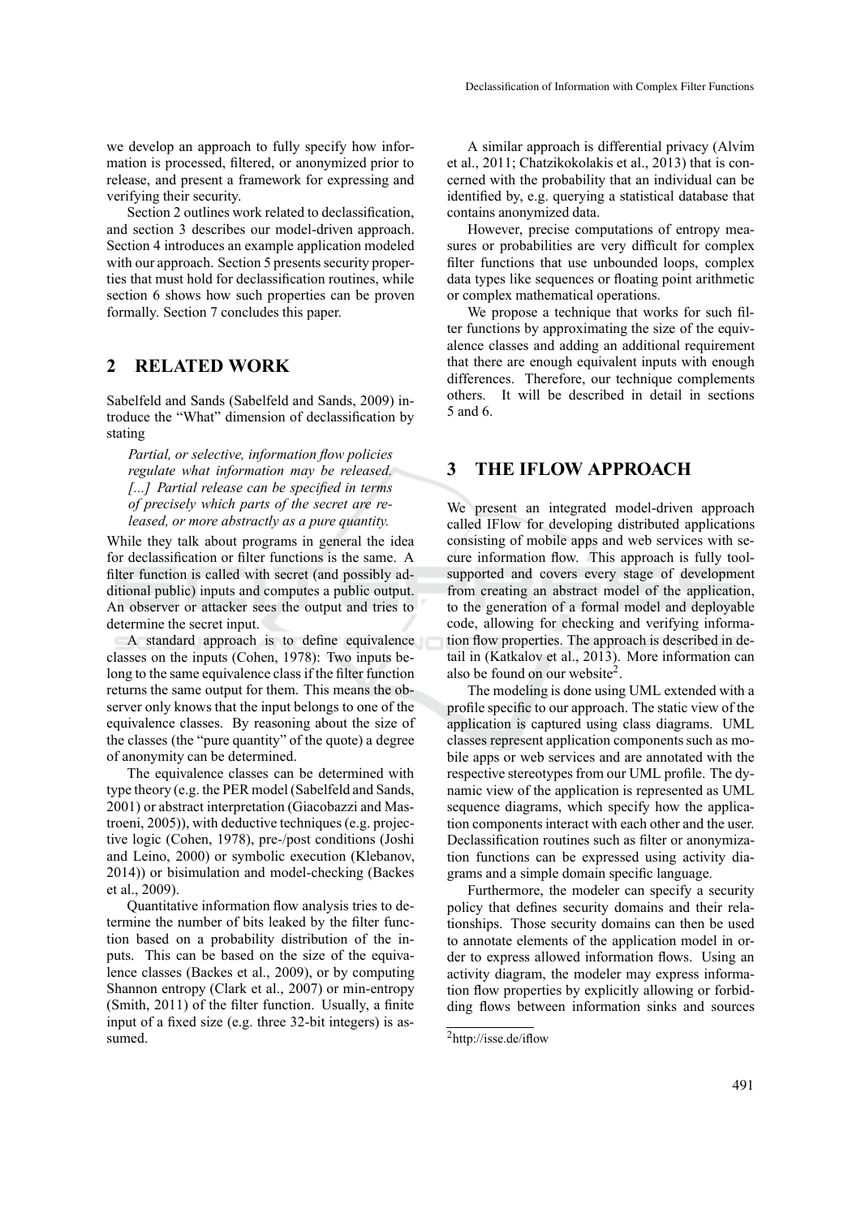we develop an approach to fully specify how information is processed, filtered, or anonymized prior to release, and present a framework for expressing and verifying their security.

Section 2 outlines work related to declassification, and section 3 describes our model-driven approach. Section 4 introduces an example application modeled with our approach. Section 5 presents security properties that must hold for declassification routines, while section 6 shows how such properties can be proven formally. Section 7 concludes this paper.

## 2 RELATED WORK

Sabelfeld and Sands (Sabelfeld and Sands, 2009) introduce the "What" dimension of declassification by stating

> *Partial, or selective, information flow policies regulate what information may be released. [...] Partial release can be specified in terms of precisely which parts of the secret are released, or more abstractly as a pure quantity.*

While they talk about programs in general the idea for declassification or filter functions is the same. A filter function is called with secret (and possibly additional public) inputs and computes a public output. An observer or attacker sees the output and tries to determine the secret input.

A standard approach is to define equivalence classes on the inputs (Cohen, 1978): Two inputs belong to the same equivalence class if the filter function returns the same output for them. This means the observer only knows that the input belongs to one of the equivalence classes. By reasoning about the size of the classes (the "pure quantity" of the quote) a degree of anonymity can be determined.

The equivalence classes can be determined with type theory (e.g. the PER model (Sabelfeld and Sands, 2001) or abstract interpretation (Giacobazzi and Mastroeni, 2005)), with deductive techniques (e.g. projective logic (Cohen, 1978), pre-/post conditions (Joshi and Leino, 2000) or symbolic execution (Klebanov, 2014)) or bisimulation and model-checking (Backes et al., 2009).

Quantitative information flow analysis tries to determine the number of bits leaked by the filter function based on a probability distribution of the inputs. This can be based on the size of the equivalence classes (Backes et al., 2009), or by computing Shannon entropy (Clark et al., 2007) or min-entropy (Smith, 2011) of the filter function. Usually, a finite input of a fixed size (e.g. three 32-bit integers) is assumed.

A similar approach is differential privacy (Alvim et al., 2011; Chatzikokolakis et al., 2013) that is concerned with the probability that an individual can be identified by, e.g. querying a statistical database that contains anonymized data.

However, precise computations of entropy measures or probabilities are very difficult for complex filter functions that use unbounded loops, complex data types like sequences or floating point arithmetic or complex mathematical operations.

We propose a technique that works for such filter functions by approximating the size of the equivalence classes and adding an additional requirement that there are enough equivalent inputs with enough differences. Therefore, our technique complements others. It will be described in detail in sections 5 and 6.

## 3 THE IFLOW APPROACH

We present an integrated model-driven approach called IFlow for developing distributed applications consisting of mobile apps and web services with secure information flow. This approach is fully tool-supported and covers every stage of development from creating an abstract model of the application, to the generation of a formal model and deployable code, allowing for checking and verifying information flow properties. The approach is described in detail in (Katkalov et al., 2013). More information can also be found on our website[2].

The modeling is done using UML extended with a profile specific to our approach. The static view of the application is captured using class diagrams. UML classes represent application components such as mobile apps or web services and are annotated with the respective stereotypes from our UML profile. The dynamic view of the application is represented as UML sequence diagrams, which specify how the application components interact with each other and the user. Declassification routines such as filter or anonymization functions can be expressed using activity diagrams and a simple domain specific language.

Furthermore, the modeler can specify a security policy that defines security domains and their relationships. Those security domains can then be used to annotate elements of the application model in order to express allowed information flows. Using an activity diagram, the modeler may express information flow properties by explicitly allowing or forbidding flows between information sinks and sources

[2] http://isse.de/iflow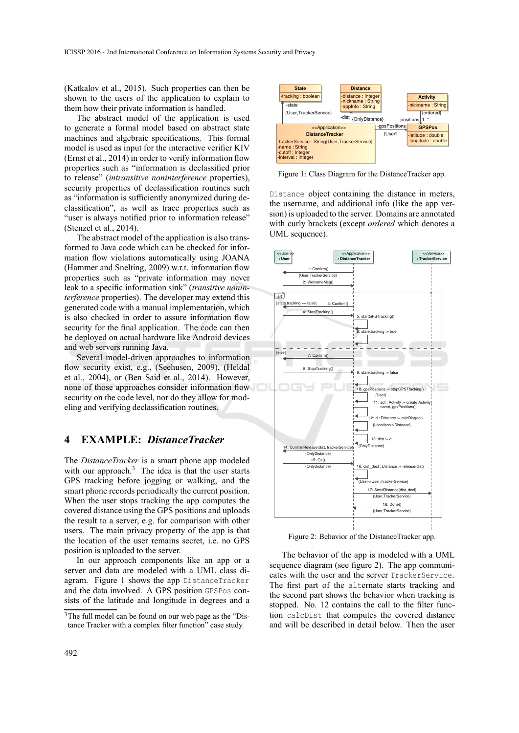(Katkalov et al., 2015). Such properties can then be shown to the users of the application to explain to them how their private information is handled.

The abstract model of the application is used to generate a formal model based on abstract state machines and algebraic specifications. This formal model is used as input for the interactive verifier KIV (Ernst et al., 2014) in order to verify information flow properties such as "information is declassified prior to release" (*intransitive noninterference* properties), security properties of declassification routines such as "information is sufficiently anonymized during declassification", as well as trace properties such as "user is always notified prior to information release" (Stenzel et al., 2014).

The abstract model of the application is also transformed to Java code which can be checked for information flow violations automatically using JOANA (Hammer and Snelting, 2009) w.r.t. information flow properties such as "private information may never leak to a specific information sink" (*transitive noninterference* properties). The developer may extend this generated code with a manual implementation, which is also checked in order to assure information flow security for the final application. The code can then be deployed on actual hardware like Android devices and web servers running Java.

Several model-driven approaches to information flow security exist, e.g., (Seehusen, 2009), (Heldal et al., 2004), or (Ben Said et al., 2014). However, none of those approaches consider information flow security on the code level, nor do they allow for modeling and verifying declassification routines.

## 4 EXAMPLE: *DistanceTracker*

The *DistanceTracker* is a smart phone app modeled with our approach.[3] The idea is that the user starts GPS tracking before jogging or walking, and the smart phone records periodically the current position. When the user stops tracking the app computes the covered distance using the GPS positions and uploads the result to a server, e.g. for comparison with other users. The main privacy property of the app is that the location of the user remains secret, i.e. no GPS position is uploaded to the server.

In our approach components like an app or a server and data are modeled with a UML class diagram. Figure 1 shows the app `DistanceTracker` and the data involved. A GPS position `GPSPos` consists of the latitude and longitude in degrees and a `Distance` object containing the distance in meters, the username, and additional info (like the app version) is uploaded to the server. Domains are annotated with curly brackets (except *ordered* which denotes a UML sequence).

Figure 1: Class Diagram for the DistanceTracker app.

Figure 2: Behavior of the DistanceTracker app.

The behavior of the app is modeled with a UML sequence diagram (see figure 2). The app communicates with the user and the server `TrackerService`. The first part of the `alt`ernate starts tracking and the second part shows the behavior when tracking is stopped. No. 12 contains the call to the filter function `calcDist` that computes the covered distance and will be described in detail below. Then the user

[3] The full model can be found on our web page as the "Distance Tracker with a complex filter function" case study.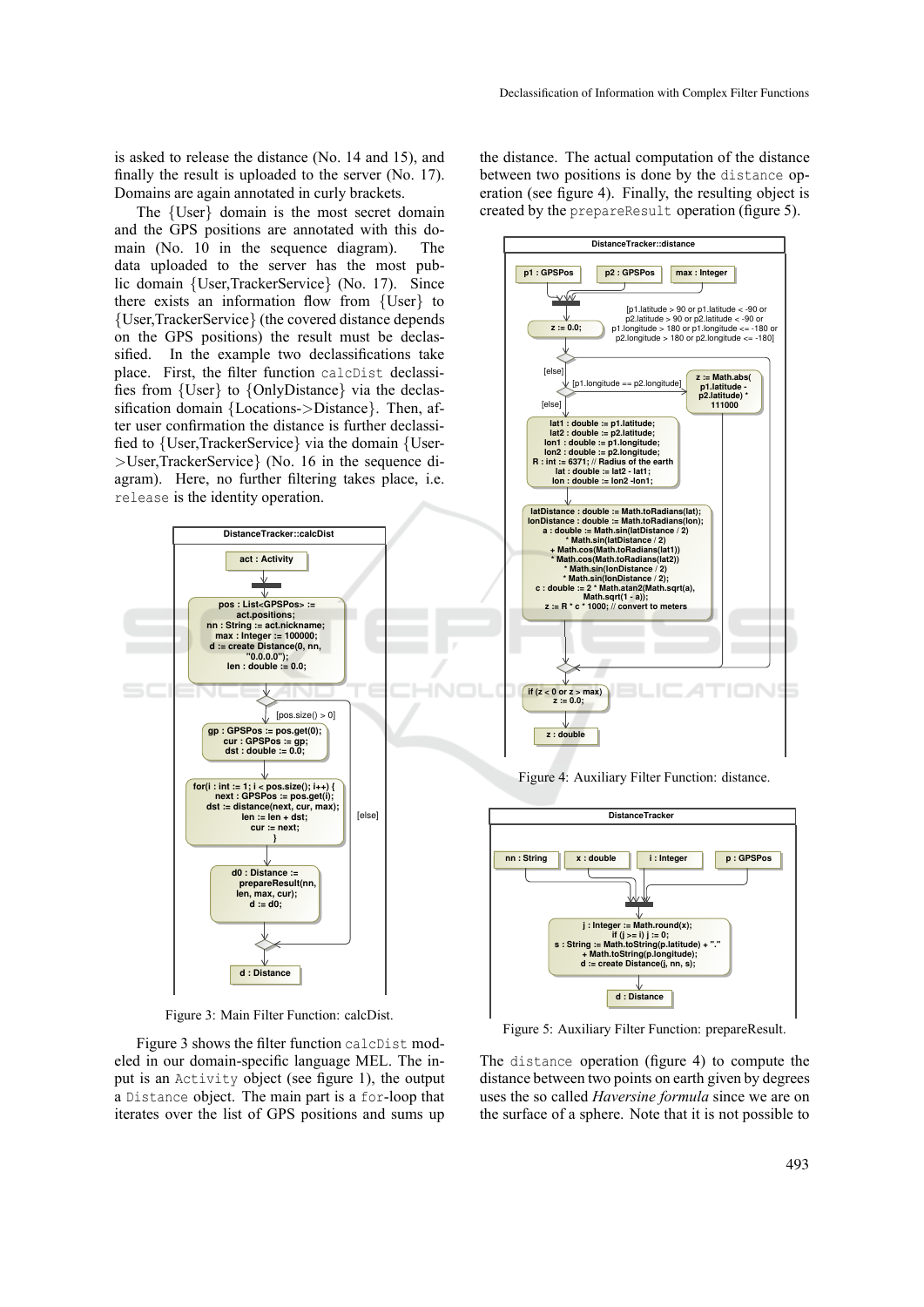is asked to release the distance (No. 14 and 15), and finally the result is uploaded to the server (No. 17). Domains are again annotated in curly brackets.

The {User} domain is the most secret domain and the GPS positions are annotated with this domain (No. 10 in the sequence diagram). The data uploaded to the server has the most public domain {User,TrackerService} (No. 17). Since there exists an information flow from {User} to {User,TrackerService} (the covered distance depends on the GPS positions) the result must be declassified. In the example two declassifications take place. First, the filter function `calcDist` declassifies from {User} to {OnlyDistance} via the declassification domain {Locations->Distance}. Then, after user confirmation the distance is further declassified to {User,TrackerService} via the domain {User->User,TrackerService} (No. 16 in the sequence diagram). Here, no further filtering takes place, i.e. `release` is the identity operation.

Figure 3: Main Filter Function: calcDist.

Figure 3 shows the filter function `calcDist` modeled in our domain-specific language MEL. The input is an `Activity` object (see figure 1), the output a `Distance` object. The main part is a `for`-loop that iterates over the list of GPS positions and sums up the distance. The actual computation of the distance between two positions is done by the `distance` operation (see figure 4). Finally, the resulting object is created by the `prepareResult` operation (figure 5).

Figure 4: Auxiliary Filter Function: distance.

Figure 5: Auxiliary Filter Function: prepareResult.

The `distance` operation (figure 4) to compute the distance between two points on earth given by degrees uses the so called *Haversine formula* since we are on the surface of a sphere. Note that it is not possible to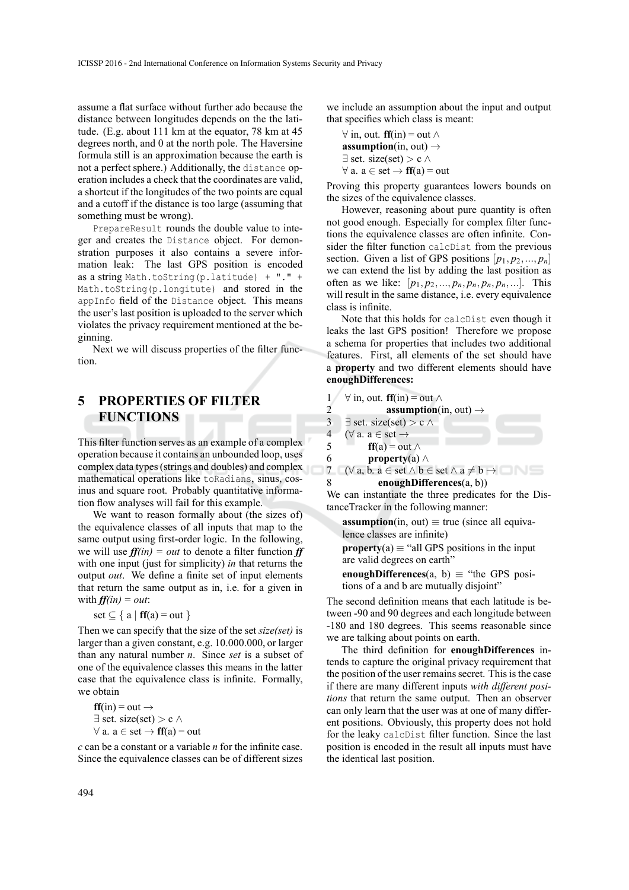assume a flat surface without further ado because the distance between longitudes depends on the the latitude. (E.g. about 111 km at the equator, 78 km at 45 degrees north, and 0 at the north pole. The Haversine formula still is an approximation because the earth is not a perfect sphere.) Additionally, the `distance` operation includes a check that the coordinates are valid, a shortcut if the longitudes of the two points are equal and a cutoff if the distance is too large (assuming that something must be wrong).

`PrepareResult` rounds the double value to integer and creates the `Distance` object. For demonstration purposes it also contains a severe information leak: The last GPS position is encoded as a string `Math.toString(p.latitude) + "." + Math.toString(p.longitute)` and stored in the `appInfo` field of the `Distance` object. This means the user's last position is uploaded to the server which violates the privacy requirement mentioned at the beginning.

Next we will discuss properties of the filter function.

## 5 PROPERTIES OF FILTER FUNCTIONS

This filter function serves as an example of a complex operation because it contains an unbounded loop, uses complex data types (strings and doubles) and complex mathematical operations like `toRadians`, sinus, cosinus and square root. Probably quantitative information flow analyses will fail for this example.

We want to reason formally about (the sizes of) the equivalence classes of all inputs that map to the same output using first-order logic. In the following, we will use ***ff(in) = out*** to denote a filter function ***ff*** with one input (just for simplicity) *in* that returns the output *out*. We define a finite set of input elements that return the same output as in, i.e. for a given in with ***ff(in) = out***:

set ⊆ { a | **ff**(a) = out }

Then we can specify that the size of the set *size(set)* is larger than a given constant, e.g. 10.000.000, or larger than any natural number *n*. Since *set* is a subset of one of the equivalence classes this means in the latter case that the equivalence class is infinite. Formally, we obtain

**ff**(in) = out →
∃ set. size(set) > c ∧
∀ a. a ∈ set → **ff**(a) = out

*c* can be a constant or a variable *n* for the infinite case. Since the equivalence classes can be of different sizes we include an assumption about the input and output that specifies which class is meant:

∀ in, out. **ff**(in) = out ∧
**assumption**(in, out) →
∃ set. size(set) > c ∧
∀ a. a ∈ set → **ff**(a) = out

Proving this property guarantees lowers bounds on the sizes of the equivalence classes.

However, reasoning about pure quantity is often not good enough. Especially for complex filter functions the equivalence classes are often infinite. Consider the filter function `calcDist` from the previous section. Given a list of GPS positions $[p_1, p_2, ..., p_n]$ we can extend the list by adding the last position as often as we like: $[p_1, p_2, ..., p_n, p_n, p_n, p_n, ...]$. This will result in the same distance, i.e. every equivalence class is infinite.

Note that this holds for `calcDist` even though it leaks the last GPS position! Therefore we propose a schema for properties that includes two additional features. First, all elements of the set should have a **property** and two different elements should have **enoughDifferences:**

```
1   ∀ in, out. ff(in) = out ∧
2           assumption(in, out) →
3   ∃ set. size(set) > c ∧
4   (∀ a. a ∈ set →
5           ff(a) = out ∧
6           property(a) ∧
7   (∀ a, b. a ∈ set ∧ b ∈ set ∧ a ≠ b →
8           enoughDifferences(a, b))
```

We can instantiate the three predicates for the DistanceTracker in the following manner:

**assumption**(in, out) ≡ true (since all equivalence classes are infinite)

**property**(a) ≡ "all GPS positions in the input are valid degrees on earth"

**enoughDifferences**(a, b) ≡ "the GPS positions of a and b are mutually disjoint"

The second definition means that each latitude is between -90 and 90 degrees and each longitude between -180 and 180 degrees. This seems reasonable since we are talking about points on earth.

The third definition for **enoughDifferences** intends to capture the original privacy requirement that the position of the user remains secret. This is the case if there are many different inputs *with different positions* that return the same output. Then an observer can only learn that the user was at one of many different positions. Obviously, this property does not hold for the leaky `calcDist` filter function. Since the last position is encoded in the result all inputs must have the identical last position.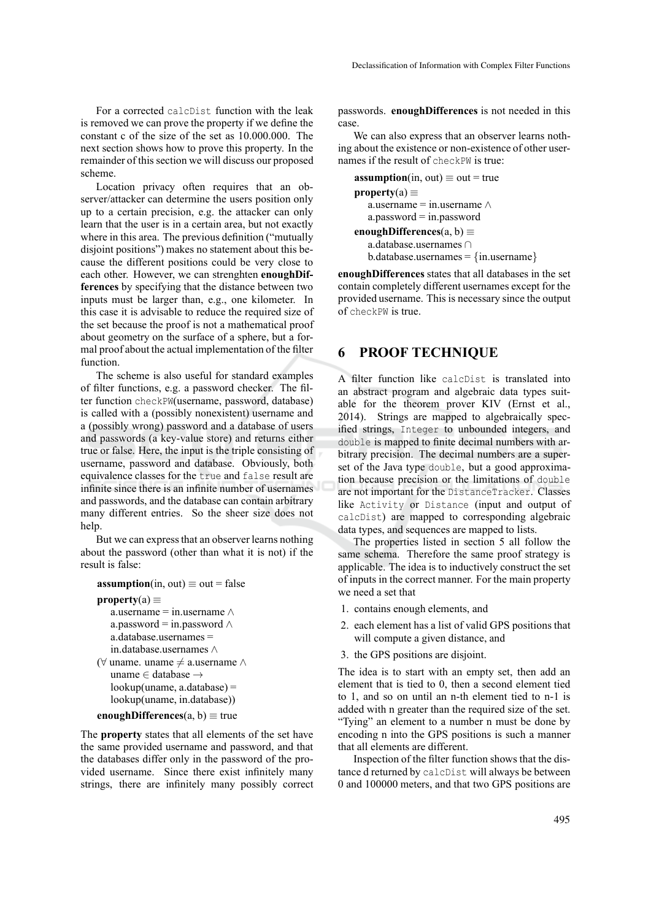For a corrected `calcDist` function with the leak is removed we can prove the property if we define the constant c of the size of the set as 10.000.000. The next section shows how to prove this property. In the remainder of this section we will discuss our proposed scheme.

Location privacy often requires that an observer/attacker can determine the users position only up to a certain precision, e.g. the attacker can only learn that the user is in a certain area, but not exactly where in this area. The previous definition ("mutually disjoint positions") makes no statement about this because the different positions could be very close to each other. However, we can strenghten **enoughDifferences** by specifying that the distance between two inputs must be larger than, e.g., one kilometer. In this case it is advisable to reduce the required size of the set because the proof is not a mathematical proof about geometry on the surface of a sphere, but a formal proof about the actual implementation of the filter function.

The scheme is also useful for standard examples of filter functions, e.g. a password checker. The filter function `checkPW`(username, password, database) is called with a (possibly nonexistent) username and a (possibly wrong) password and a database of users and passwords (a key-value store) and returns either true or false. Here, the input is the triple consisting of username, password and database. Obviously, both equivalence classes for the `true` and `false` result are infinite since there is an infinite number of usernames and passwords, and the database can contain arbitrary many different entries. So the sheer size does not help.

But we can express that an observer learns nothing about the password (other than what it is not) if the result is false:

**assumption**(in, out) ≡ out = false

**property**(a) ≡
a.username = in.username ∧
a.password = in.password ∧
a.database.usernames =
in.database.usernames ∧
(∀ uname. uname ≠ a.username ∧
uname ∈ database →
lookup(uname, a.database) =
lookup(uname, in.database))

**enoughDifferences**(a, b) ≡ true

The **property** states that all elements of the set have the same provided username and password, and that the databases differ only in the password of the provided username. Since there exist infinitely many strings, there are infinitely many possibly correct passwords. **enoughDifferences** is not needed in this case.

We can also express that an observer learns nothing about the existence or non-existence of other usernames if the result of `checkPW` is true:

**assumption**(in, out) ≡ out = true

**property**(a) ≡
a.username = in.username ∧
a.password = in.password

**enoughDifferences**(a, b) ≡
a.database.usernames ∩
b.database.usernames = {in.username}

**enoughDifferences** states that all databases in the set contain completely different usernames except for the provided username. This is necessary since the output of `checkPW` is true.

## 6 PROOF TECHNIQUE

A filter function like `calcDist` is translated into an abstract program and algebraic data types suitable for the theorem prover KIV (Ernst et al., 2014). Strings are mapped to algebraically specified strings, `Integer` to unbounded integers, and `double` is mapped to finite decimal numbers with arbitrary precision. The decimal numbers are a superset of the Java type `double`, but a good approximation because precision or the limitations of `double` are not important for the `DistanceTracker`. Classes like `Activity` or `Distance` (input and output of `calcDist`) are mapped to corresponding algebraic data types, and sequences are mapped to lists.

The properties listed in section 5 all follow the same schema. Therefore the same proof strategy is applicable. The idea is to inductively construct the set of inputs in the correct manner. For the main property we need a set that

1. contains enough elements, and
2. each element has a list of valid GPS positions that will compute a given distance, and
3. the GPS positions are disjoint.

The idea is to start with an empty set, then add an element that is tied to 0, then a second element tied to 1, and so on until an n-th element tied to n-1 is added with n greater than the required size of the set. "Tying" an element to a number n must be done by encoding n into the GPS positions is such a manner that all elements are different.

Inspection of the filter function shows that the distance d returned by `calcDist` will always be between 0 and 100000 meters, and that two GPS positions are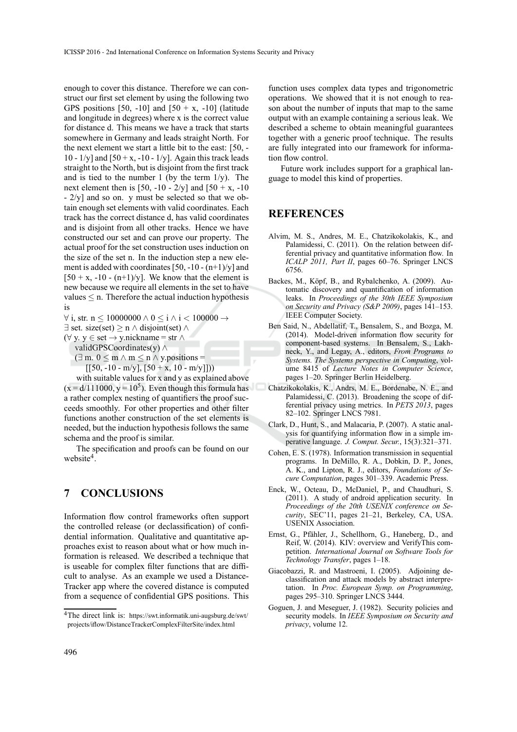enough to cover this distance. Therefore we can construct our first set element by using the following two GPS positions [50, -10] and [50 + x, -10] (latitude and longitude in degrees) where x is the correct value for distance d. This means we have a track that starts somewhere in Germany and leads straight North. For the next element we start a little bit to the east: [50, -10 - 1/y] and [50 + x, -10 - 1/y]. Again this track leads straight to the North, but is disjoint from the first track and is tied to the number 1 (by the term 1/y). The next element then is [50, -10 - 2/y] and [50 + x, -10 - 2/y] and so on. y must be selected so that we obtain enough set elements with valid coordinates. Each track has the correct distance d, has valid coordinates and is disjoint from all other tracks. Hence we have constructed our set and can prove our property. The actual proof for the set construction uses induction on the size of the set n. In the induction step a new element is added with coordinates [50, -10 - (n+1)/y] and [50 + x, -10 - (n+1)/y]. We know that the element is new because we require all elements in the set to have values $\leq$ n. Therefore the actual induction hypothesis is

$\forall$ i, str. n $\leq 10000000 \land 0 \leq$ i $\land$ i $< 100000 \rightarrow$
$\exists$ set. size(set) $\geq$ n $\land$ disjoint(set) $\land$
($\forall$ y. y $\in$ set $\rightarrow$ y.nickname = str $\land$
validGPSCoordinates(y) $\land$
($\exists$ m. $0 \leq$ m $\land$ m $\leq$ n $\land$ y.positions =
[[50, -10 - m/y], [50 + x, 10 - m/y]]))

with suitable values for x and y as explained above ($x = d/111000$, $y = 10^5$). Even though this formula has a rather complex nesting of quantifiers the proof succeeds smoothly. For other properties and other filter functions another construction of the set elements is needed, but the induction hypothesis follows the same schema and the proof is similar.

The specification and proofs can be found on our website[4].

## 7 CONCLUSIONS

Information flow control frameworks often support the controlled release (or declassification) of confidential information. Qualitative and quantitative approaches exist to reason about what or how much information is released. We described a technique that is useable for complex filter functions that are difficult to analyse. As an example we used a DistanceTracker app where the covered distance is computed from a sequence of confidential GPS positions. This function uses complex data types and trigonometric operations. We showed that it is not enough to reason about the number of inputs that map to the same output with an example containing a serious leak. We described a scheme to obtain meaningful guarantees together with a generic proof technique. The results are fully integrated into our framework for information flow control.

Future work includes support for a graphical language to model this kind of properties.

## REFERENCES

Alvim, M. S., Andres, M. E., Chatzikokolakis, K., and Palamidessi, C. (2011). On the relation between differential privacy and quantitative information flow. In *ICALP 2011, Part II*, pages 60–76. Springer LNCS 6756.

Backes, M., Köpf, B., and Rybalchenko, A. (2009). Automatic discovery and quantification of information leaks. In *Proceedings of the 30th IEEE Symposium on Security and Privacy (S&P 2009)*, pages 141–153. IEEE Computer Society.

Ben Said, N., Abdellatif, T., Bensalem, S., and Bozga, M. (2014). Model-driven information flow security for component-based systems. In Bensalem, S., Lakhneck, Y., and Legay, A., editors, *From Programs to Systems. The Systems perspective in Computing*, volume 8415 of *Lecture Notes in Computer Science*, pages 1–20. Springer Berlin Heidelberg.

Chatzikokolakis, K., Andrs, M. E., Bordenabe, N. E., and Palamidessi, C. (2013). Broadening the scope of differential privacy using metrics. In *PETS 2013*, pages 82–102. Springer LNCS 7981.

Clark, D., Hunt, S., and Malacaria, P. (2007). A static analysis for quantifying information flow in a simple imperative language. *J. Comput. Secur.*, 15(3):321–371.

Cohen, E. S. (1978). Information transmission in sequential programs. In DeMillo, R. A., Dobkin, D. P., Jones, A. K., and Lipton, R. J., editors, *Foundations of Secure Computation*, pages 301–339. Academic Press.

Enck, W., Octeau, D., McDaniel, P., and Chaudhuri, S. (2011). A study of android application security. In *Proceedings of the 20th USENIX conference on Security*, SEC'11, pages 21–21, Berkeley, CA, USA. USENIX Association.

Ernst, G., Pfähler, J., Schellhorn, G., Haneberg, D., and Reif, W. (2014). KIV: overview and VerifyThis competition. *International Journal on Software Tools for Technology Transfer*, pages 1–18.

Giacobazzi, R. and Mastroeni, I. (2005). Adjoining declassification and attack models by abstract interpretation. In *Proc. European Symp. on Programming*, pages 295–310. Springer LNCS 3444.

Goguen, J. and Meseguer, J. (1982). Security policies and security models. In *IEEE Symposium on Security and privacy*, volume 12.

[4] The direct link is: https://swt.informatik.uni-augsburg.de/swt/projects/iflow/DistanceTrackerComplexFilterSite/index.html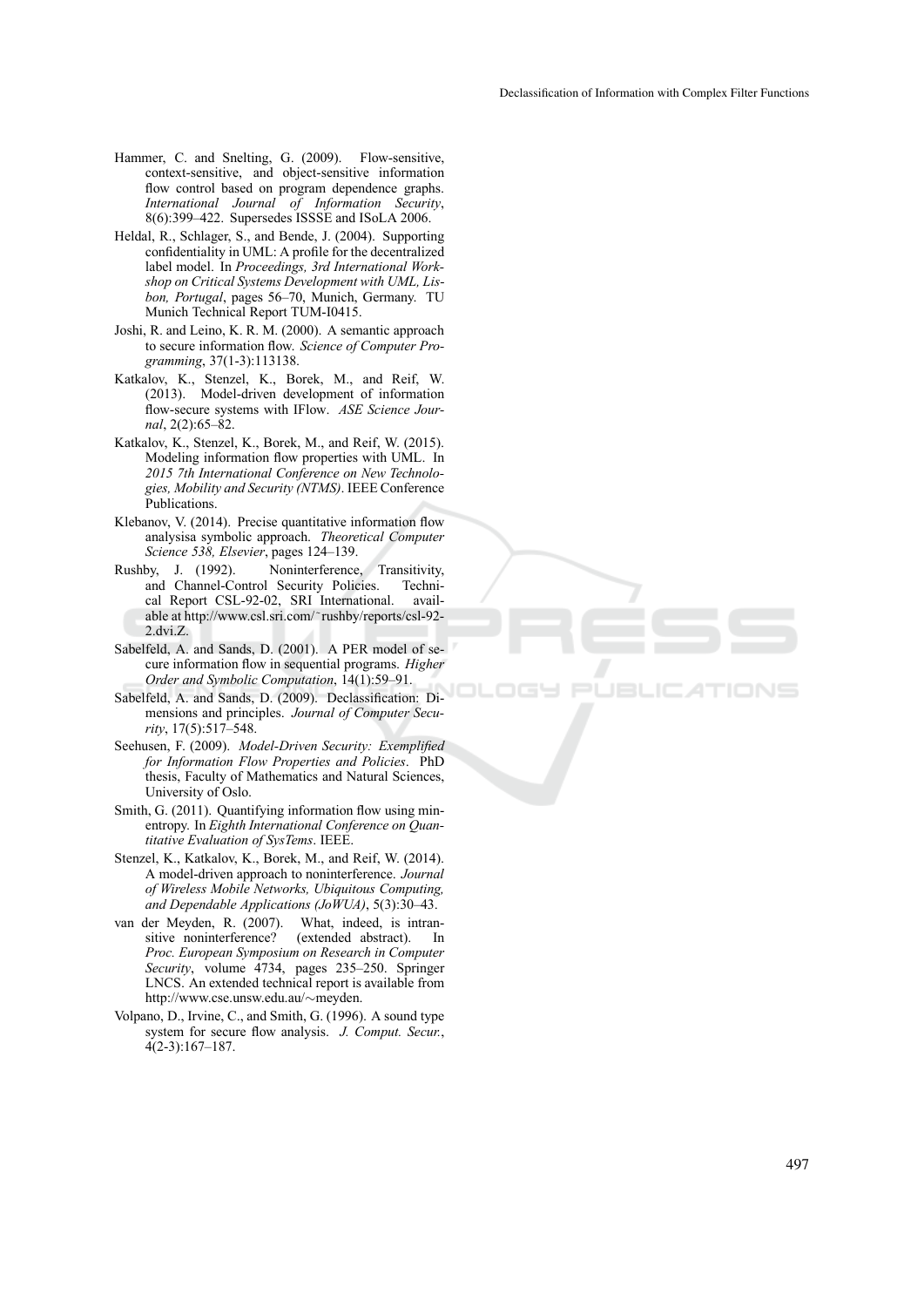Hammer, C. and Snelting, G. (2009). Flow-sensitive, context-sensitive, and object-sensitive information flow control based on program dependence graphs. *International Journal of Information Security*, 8(6):399–422. Supersedes ISSSE and ISoLA 2006.

Heldal, R., Schlager, S., and Bende, J. (2004). Supporting confidentiality in UML: A profile for the decentralized label model. In *Proceedings, 3rd International Workshop on Critical Systems Development with UML, Lisbon, Portugal*, pages 56–70, Munich, Germany. TU Munich Technical Report TUM-I0415.

Joshi, R. and Leino, K. R. M. (2000). A semantic approach to secure information flow. *Science of Computer Programming*, 37(1-3):113138.

Katkalov, K., Stenzel, K., Borek, M., and Reif, W. (2013). Model-driven development of information flow-secure systems with IFlow. *ASE Science Journal*, 2(2):65–82.

Katkalov, K., Stenzel, K., Borek, M., and Reif, W. (2015). Modeling information flow properties with UML. In *2015 7th International Conference on New Technologies, Mobility and Security (NTMS)*. IEEE Conference Publications.

Klebanov, V. (2014). Precise quantitative information flow analysisa symbolic approach. *Theoretical Computer Science 538, Elsevier*, pages 124–139.

Rushby, J. (1992). Noninterference, Transitivity, and Channel-Control Security Policies. Technical Report CSL-92-02, SRI International. available at http://www.csl.sri.com/˜rushby/reports/csl-92-2.dvi.Z.

Sabelfeld, A. and Sands, D. (2001). A PER model of secure information flow in sequential programs. *Higher Order and Symbolic Computation*, 14(1):59–91.

Sabelfeld, A. and Sands, D. (2009). Declassification: Dimensions and principles. *Journal of Computer Security*, 17(5):517–548.

Seehusen, F. (2009). *Model-Driven Security: Exemplified for Information Flow Properties and Policies*. PhD thesis, Faculty of Mathematics and Natural Sciences, University of Oslo.

Smith, G. (2011). Quantifying information flow using min-entropy. In *Eighth International Conference on Quantitative Evaluation of SysTems*. IEEE.

Stenzel, K., Katkalov, K., Borek, M., and Reif, W. (2014). A model-driven approach to noninterference. *Journal of Wireless Mobile Networks, Ubiquitous Computing, and Dependable Applications (JoWUA)*, 5(3):30–43.

van der Meyden, R. (2007). What, indeed, is intransitive noninterference? (extended abstract). In *Proc. European Symposium on Research in Computer Security*, volume 4734, pages 235–250. Springer LNCS. An extended technical report is available from http://www.cse.unsw.edu.au/∼meyden.

Volpano, D., Irvine, C., and Smith, G. (1996). A sound type system for secure flow analysis. *J. Comput. Secur.*, 4(2-3):167–187.